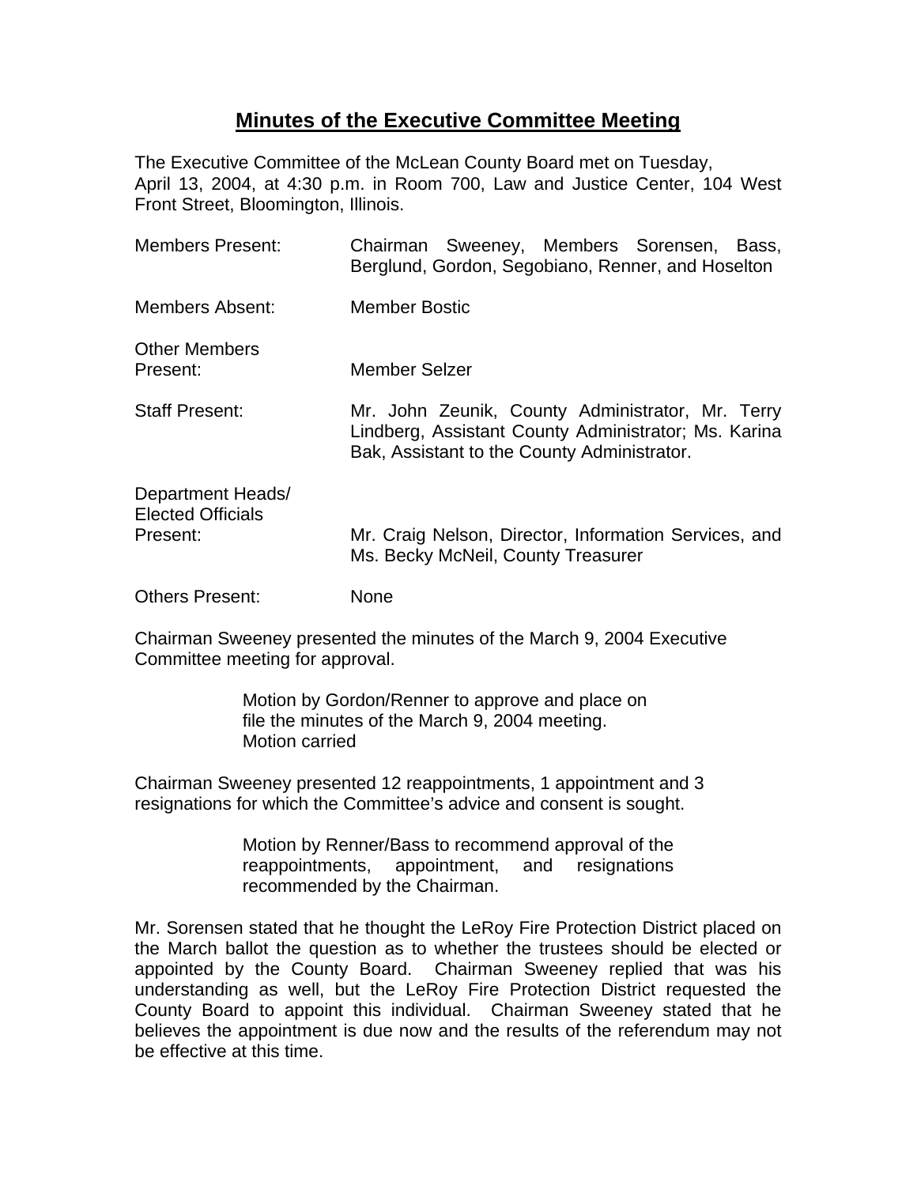# Minutes of the Executive Committee Meeting

The Executive Committee of the McLean County Board met on Tuesday, April 13, 2004, at 4:30 p.m. in Room 700, Law and Justice Center, 104 West Front Street, Bloomington, Illinois.

| | |
|---|---|
| Members Present: | Chairman Sweeney, Members Sorensen, Bass, Berglund, Gordon, Segobiano, Renner, and Hoselton |
| Members Absent: | Member Bostic |
| Other Members Present: | Member Selzer |
| Staff Present: | Mr. John Zeunik, County Administrator, Mr. Terry Lindberg, Assistant County Administrator; Ms. Karina Bak, Assistant to the County Administrator. |
| Department Heads/ Elected Officials Present: | Mr. Craig Nelson, Director, Information Services, and Ms. Becky McNeil, County Treasurer |
| Others Present: | None |

Chairman Sweeney presented the minutes of the March 9, 2004 Executive Committee meeting for approval.

> Motion by Gordon/Renner to approve and place on file the minutes of the March 9, 2004 meeting.
> Motion carried

Chairman Sweeney presented 12 reappointments, 1 appointment and 3 resignations for which the Committee's advice and consent is sought.

> Motion by Renner/Bass to recommend approval of the reappointments, appointment, and resignations recommended by the Chairman.

Mr. Sorensen stated that he thought the LeRoy Fire Protection District placed on the March ballot the question as to whether the trustees should be elected or appointed by the County Board. Chairman Sweeney replied that was his understanding as well, but the LeRoy Fire Protection District requested the County Board to appoint this individual. Chairman Sweeney stated that he believes the appointment is due now and the results of the referendum may not be effective at this time.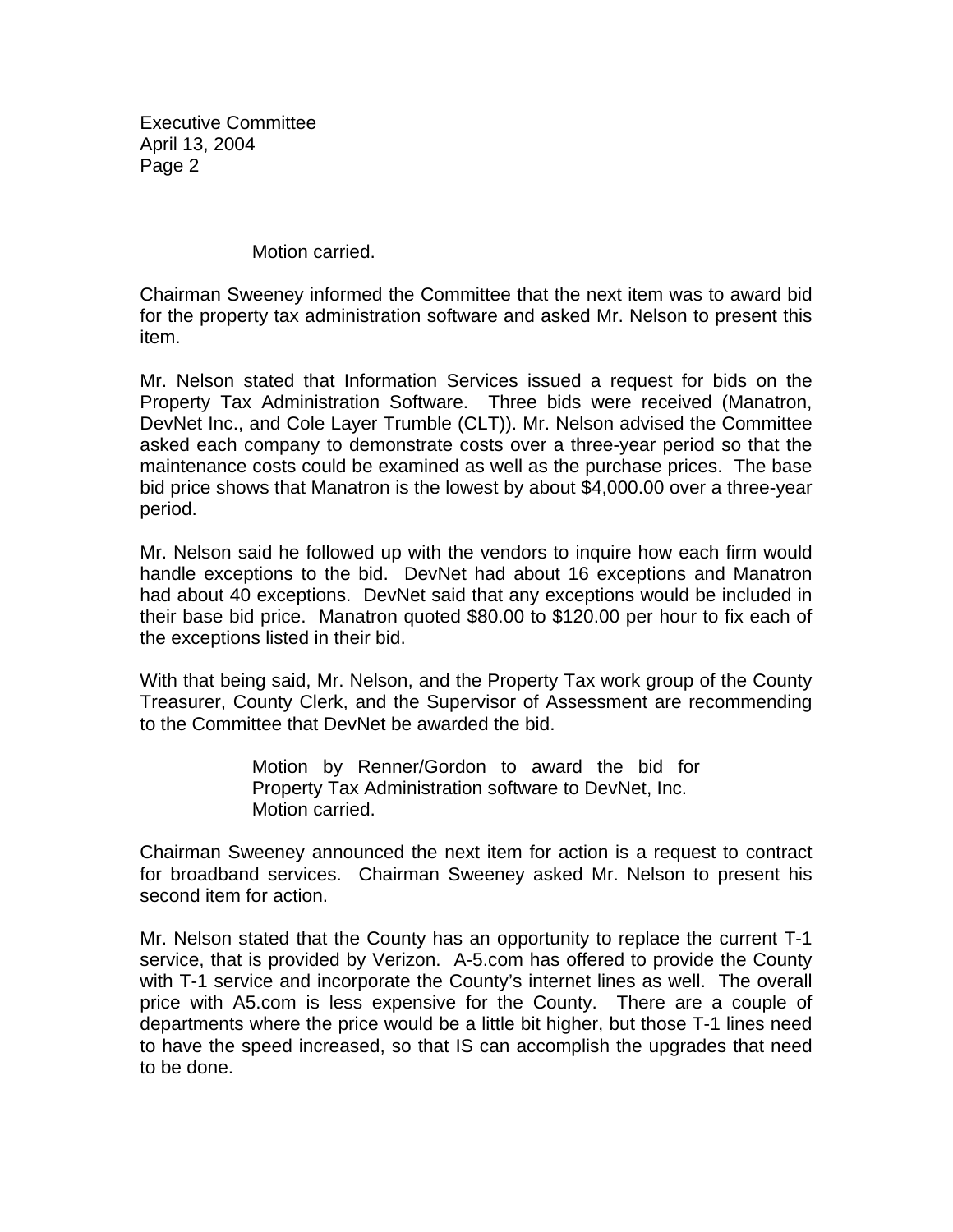Motion carried.

Chairman Sweeney informed the Committee that the next item was to award bid for the property tax administration software and asked Mr. Nelson to present this item.

Mr. Nelson stated that Information Services issued a request for bids on the Property Tax Administration Software. Three bids were received (Manatron, DevNet Inc., and Cole Layer Trumble (CLT)). Mr. Nelson advised the Committee asked each company to demonstrate costs over a three-year period so that the maintenance costs could be examined as well as the purchase prices. The base bid price shows that Manatron is the lowest by about $4,000.00 over a three-year period.

Mr. Nelson said he followed up with the vendors to inquire how each firm would handle exceptions to the bid. DevNet had about 16 exceptions and Manatron had about 40 exceptions. DevNet said that any exceptions would be included in their base bid price. Manatron quoted $80.00 to $120.00 per hour to fix each of the exceptions listed in their bid.

With that being said, Mr. Nelson, and the Property Tax work group of the County Treasurer, County Clerk, and the Supervisor of Assessment are recommending to the Committee that DevNet be awarded the bid.

> Motion by Renner/Gordon to award the bid for Property Tax Administration software to DevNet, Inc.
> Motion carried.

Chairman Sweeney announced the next item for action is a request to contract for broadband services. Chairman Sweeney asked Mr. Nelson to present his second item for action.

Mr. Nelson stated that the County has an opportunity to replace the current T-1 service, that is provided by Verizon. A-5.com has offered to provide the County with T-1 service and incorporate the County's internet lines as well. The overall price with A5.com is less expensive for the County. There are a couple of departments where the price would be a little bit higher, but those T-1 lines need to have the speed increased, so that IS can accomplish the upgrades that need to be done.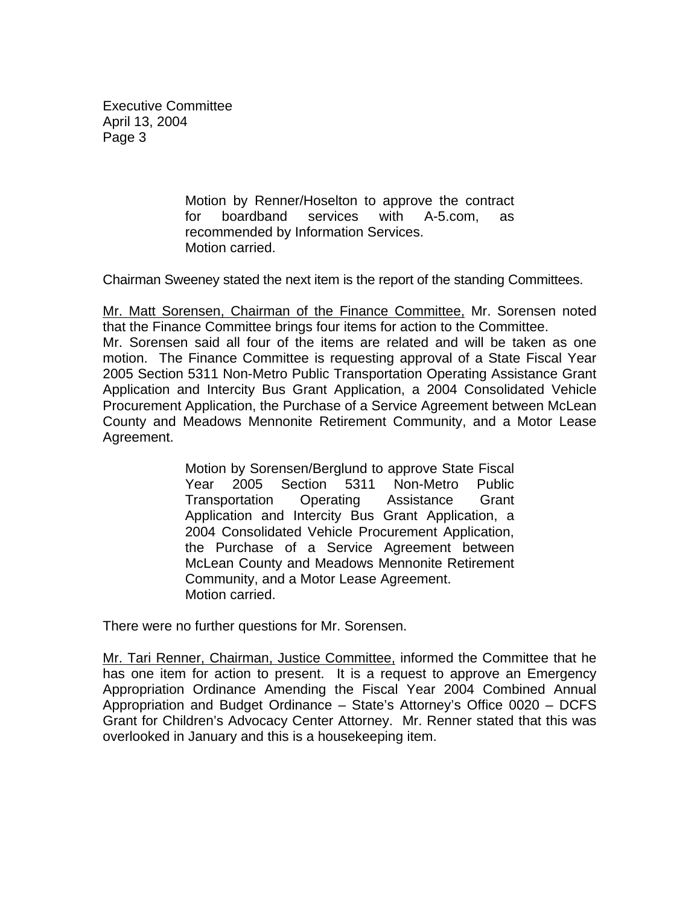Motion by Renner/Hoselton to approve the contract for boardband services with A-5.com, as recommended by Information Services.
Motion carried.

Chairman Sweeney stated the next item is the report of the standing Committees.

Mr. Matt Sorensen, Chairman of the Finance Committee, Mr. Sorensen noted that the Finance Committee brings four items for action to the Committee. Mr. Sorensen said all four of the items are related and will be taken as one motion. The Finance Committee is requesting approval of a State Fiscal Year 2005 Section 5311 Non-Metro Public Transportation Operating Assistance Grant Application and Intercity Bus Grant Application, a 2004 Consolidated Vehicle Procurement Application, the Purchase of a Service Agreement between McLean County and Meadows Mennonite Retirement Community, and a Motor Lease Agreement.

Motion by Sorensen/Berglund to approve State Fiscal Year 2005 Section 5311 Non-Metro Public Transportation Operating Assistance Grant Application and Intercity Bus Grant Application, a 2004 Consolidated Vehicle Procurement Application, the Purchase of a Service Agreement between McLean County and Meadows Mennonite Retirement Community, and a Motor Lease Agreement.
Motion carried.

There were no further questions for Mr. Sorensen.

Mr. Tari Renner, Chairman, Justice Committee, informed the Committee that he has one item for action to present. It is a request to approve an Emergency Appropriation Ordinance Amending the Fiscal Year 2004 Combined Annual Appropriation and Budget Ordinance – State's Attorney's Office 0020 – DCFS Grant for Children's Advocacy Center Attorney. Mr. Renner stated that this was overlooked in January and this is a housekeeping item.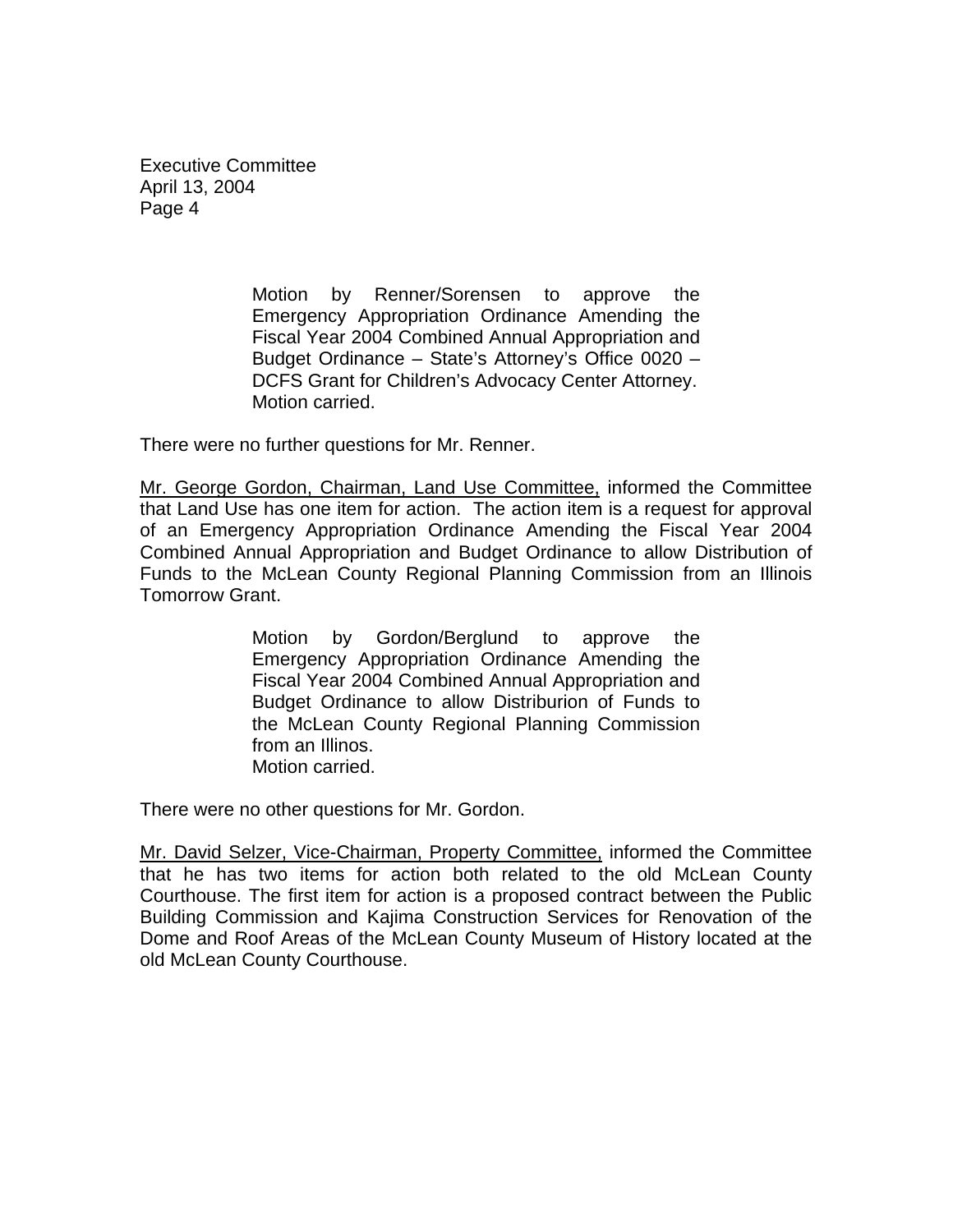Motion by Renner/Sorensen to approve the Emergency Appropriation Ordinance Amending the Fiscal Year 2004 Combined Annual Appropriation and Budget Ordinance – State's Attorney's Office 0020 – DCFS Grant for Children's Advocacy Center Attorney.
Motion carried.

There were no further questions for Mr. Renner.

Mr. George Gordon, Chairman, Land Use Committee, informed the Committee that Land Use has one item for action. The action item is a request for approval of an Emergency Appropriation Ordinance Amending the Fiscal Year 2004 Combined Annual Appropriation and Budget Ordinance to allow Distribution of Funds to the McLean County Regional Planning Commission from an Illinois Tomorrow Grant.

> Motion by Gordon/Berglund to approve the Emergency Appropriation Ordinance Amending the Fiscal Year 2004 Combined Annual Appropriation and Budget Ordinance to allow Distriburion of Funds to the McLean County Regional Planning Commission from an Illinos.
> Motion carried.

There were no other questions for Mr. Gordon.

Mr. David Selzer, Vice-Chairman, Property Committee, informed the Committee that he has two items for action both related to the old McLean County Courthouse. The first item for action is a proposed contract between the Public Building Commission and Kajima Construction Services for Renovation of the Dome and Roof Areas of the McLean County Museum of History located at the old McLean County Courthouse.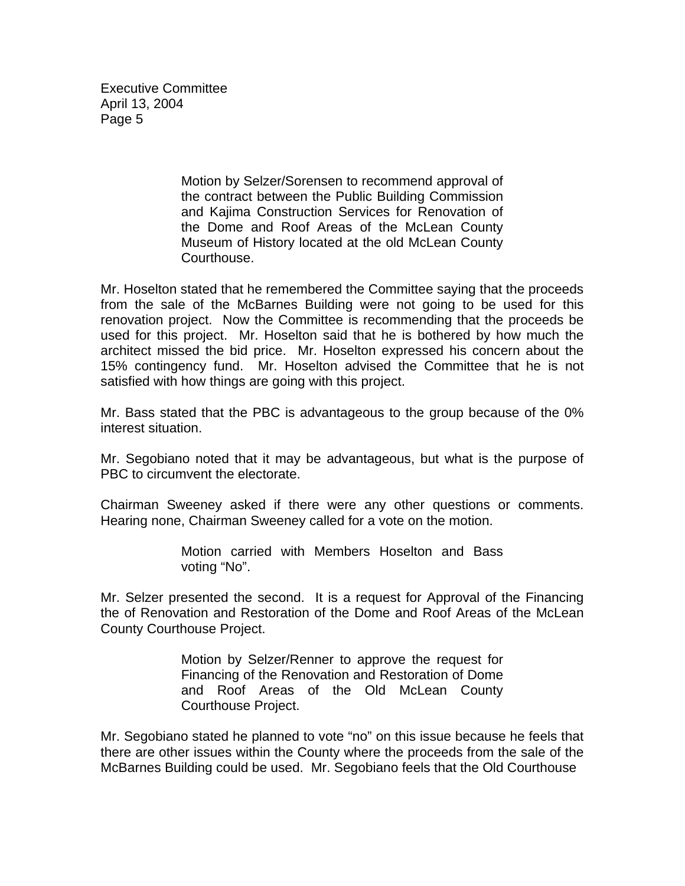Motion by Selzer/Sorensen to recommend approval of the contract between the Public Building Commission and Kajima Construction Services for Renovation of the Dome and Roof Areas of the McLean County Museum of History located at the old McLean County Courthouse.

Mr. Hoselton stated that he remembered the Committee saying that the proceeds from the sale of the McBarnes Building were not going to be used for this renovation project. Now the Committee is recommending that the proceeds be used for this project. Mr. Hoselton said that he is bothered by how much the architect missed the bid price. Mr. Hoselton expressed his concern about the 15% contingency fund. Mr. Hoselton advised the Committee that he is not satisfied with how things are going with this project.

Mr. Bass stated that the PBC is advantageous to the group because of the 0% interest situation.

Mr. Segobiano noted that it may be advantageous, but what is the purpose of PBC to circumvent the electorate.

Chairman Sweeney asked if there were any other questions or comments. Hearing none, Chairman Sweeney called for a vote on the motion.

Motion carried with Members Hoselton and Bass voting "No".

Mr. Selzer presented the second. It is a request for Approval of the Financing the of Renovation and Restoration of the Dome and Roof Areas of the McLean County Courthouse Project.

Motion by Selzer/Renner to approve the request for Financing of the Renovation and Restoration of Dome and Roof Areas of the Old McLean County Courthouse Project.

Mr. Segobiano stated he planned to vote "no" on this issue because he feels that there are other issues within the County where the proceeds from the sale of the McBarnes Building could be used. Mr. Segobiano feels that the Old Courthouse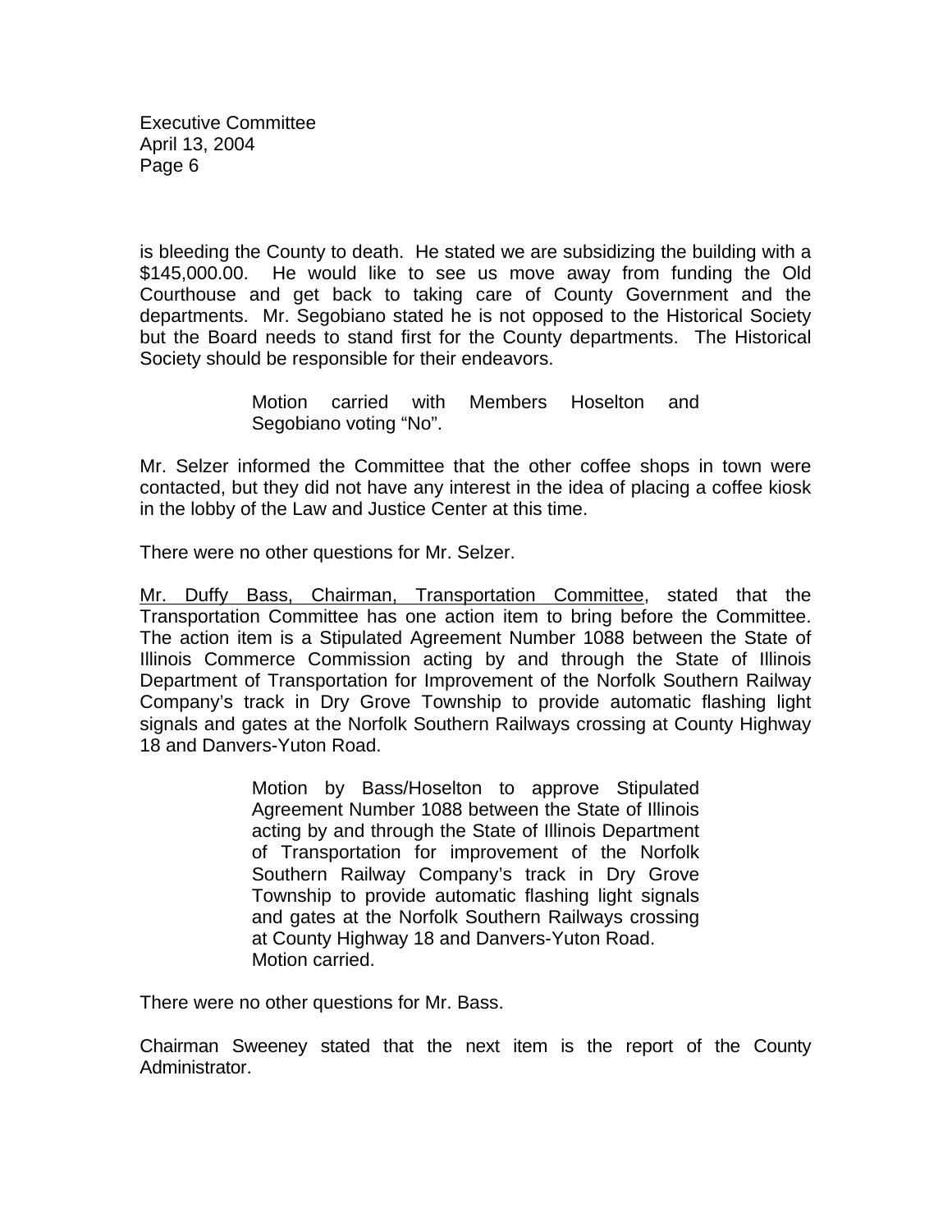is bleeding the County to death. He stated we are subsidizing the building with a $145,000.00. He would like to see us move away from funding the Old Courthouse and get back to taking care of County Government and the departments. Mr. Segobiano stated he is not opposed to the Historical Society but the Board needs to stand first for the County departments. The Historical Society should be responsible for their endeavors.

> Motion carried with Members Hoselton and Segobiano voting "No".

Mr. Selzer informed the Committee that the other coffee shops in town were contacted, but they did not have any interest in the idea of placing a coffee kiosk in the lobby of the Law and Justice Center at this time.

There were no other questions for Mr. Selzer.

<u>Mr. Duffy Bass, Chairman, Transportation Committee</u>, stated that the Transportation Committee has one action item to bring before the Committee. The action item is a Stipulated Agreement Number 1088 between the State of Illinois Commerce Commission acting by and through the State of Illinois Department of Transportation for Improvement of the Norfolk Southern Railway Company's track in Dry Grove Township to provide automatic flashing light signals and gates at the Norfolk Southern Railways crossing at County Highway 18 and Danvers-Yuton Road.

> Motion by Bass/Hoselton to approve Stipulated Agreement Number 1088 between the State of Illinois acting by and through the State of Illinois Department of Transportation for improvement of the Norfolk Southern Railway Company's track in Dry Grove Township to provide automatic flashing light signals and gates at the Norfolk Southern Railways crossing at County Highway 18 and Danvers-Yuton Road.
> Motion carried.

There were no other questions for Mr. Bass.

Chairman Sweeney stated that the next item is the report of the County Administrator.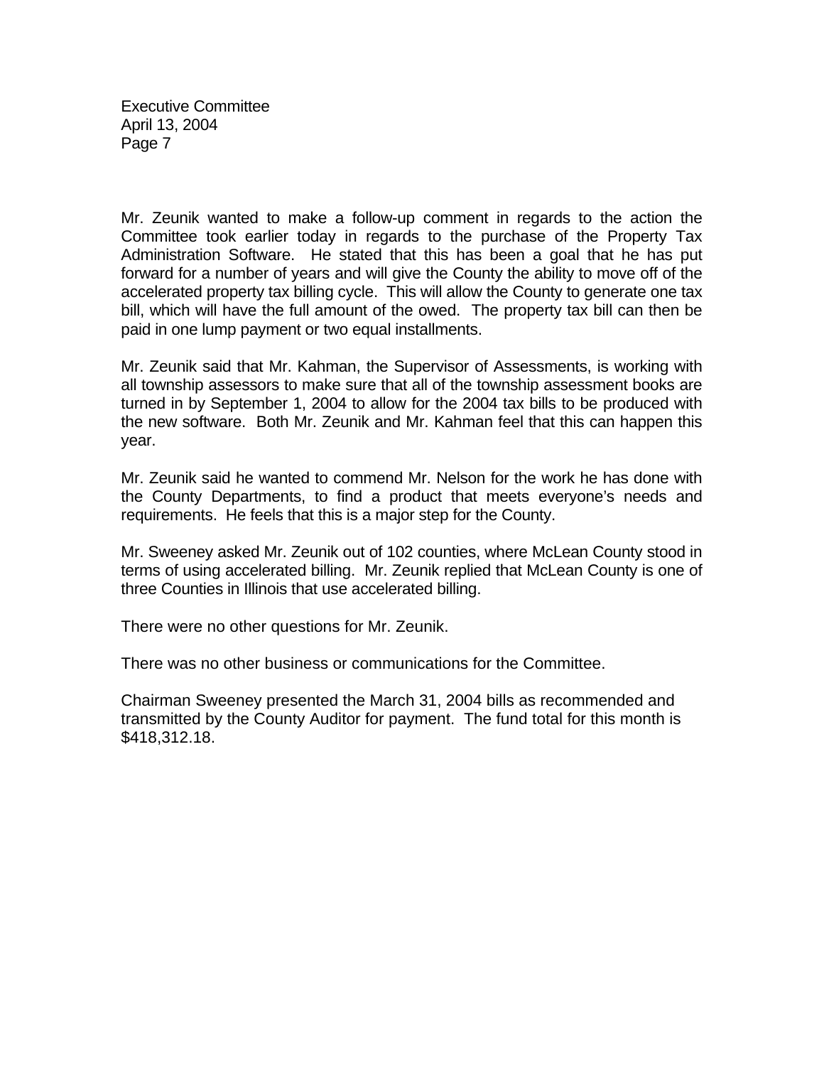Mr. Zeunik wanted to make a follow-up comment in regards to the action the Committee took earlier today in regards to the purchase of the Property Tax Administration Software. He stated that this has been a goal that he has put forward for a number of years and will give the County the ability to move off of the accelerated property tax billing cycle. This will allow the County to generate one tax bill, which will have the full amount of the owed. The property tax bill can then be paid in one lump payment or two equal installments.

Mr. Zeunik said that Mr. Kahman, the Supervisor of Assessments, is working with all township assessors to make sure that all of the township assessment books are turned in by September 1, 2004 to allow for the 2004 tax bills to be produced with the new software. Both Mr. Zeunik and Mr. Kahman feel that this can happen this year.

Mr. Zeunik said he wanted to commend Mr. Nelson for the work he has done with the County Departments, to find a product that meets everyone's needs and requirements. He feels that this is a major step for the County.

Mr. Sweeney asked Mr. Zeunik out of 102 counties, where McLean County stood in terms of using accelerated billing. Mr. Zeunik replied that McLean County is one of three Counties in Illinois that use accelerated billing.

There were no other questions for Mr. Zeunik.

There was no other business or communications for the Committee.

Chairman Sweeney presented the March 31, 2004 bills as recommended and transmitted by the County Auditor for payment. The fund total for this month is $418,312.18.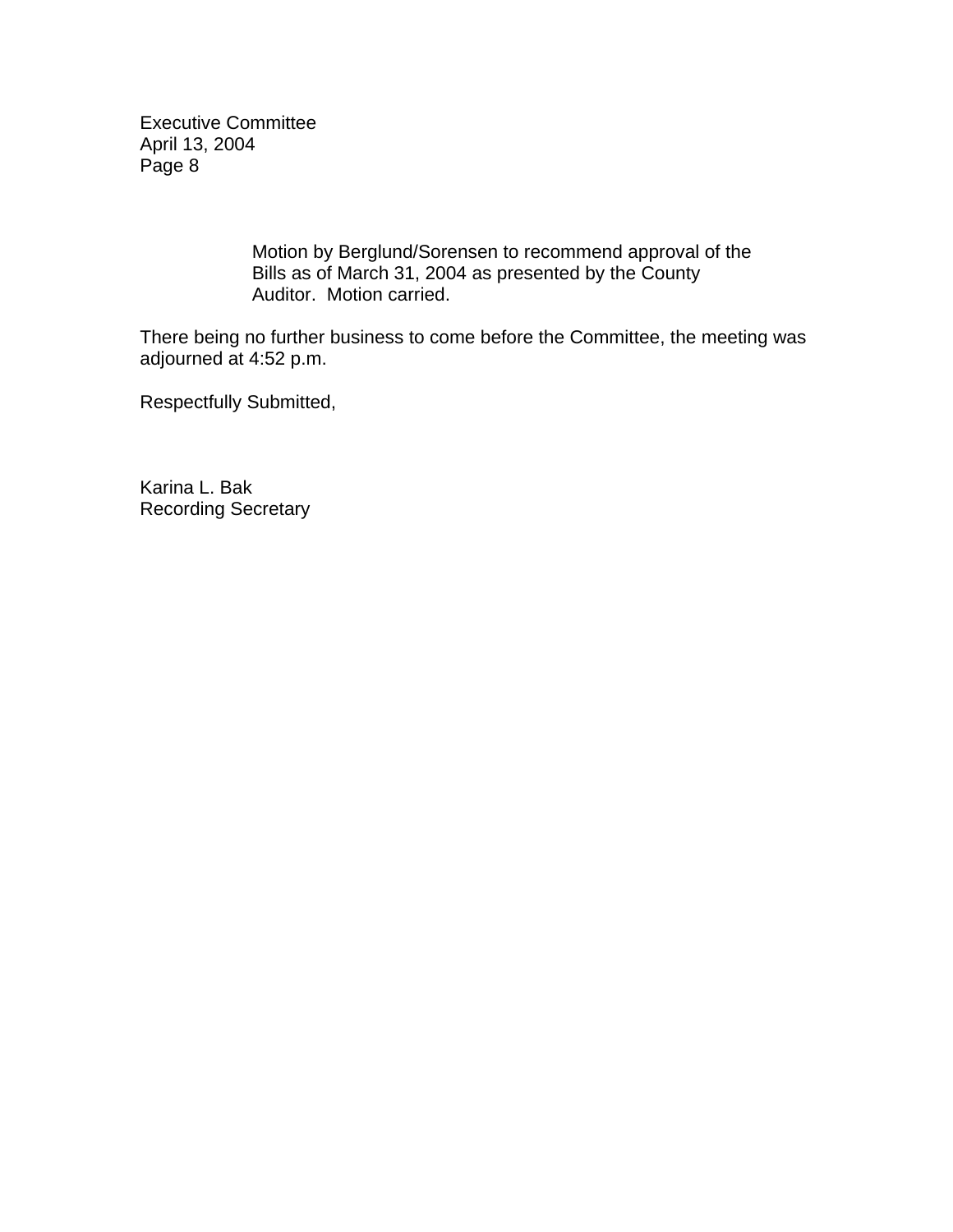Motion by Berglund/Sorensen to recommend approval of the Bills as of March 31, 2004 as presented by the County Auditor. Motion carried.

There being no further business to come before the Committee, the meeting was adjourned at 4:52 p.m.

Respectfully Submitted,

Karina L. Bak
Recording Secretary